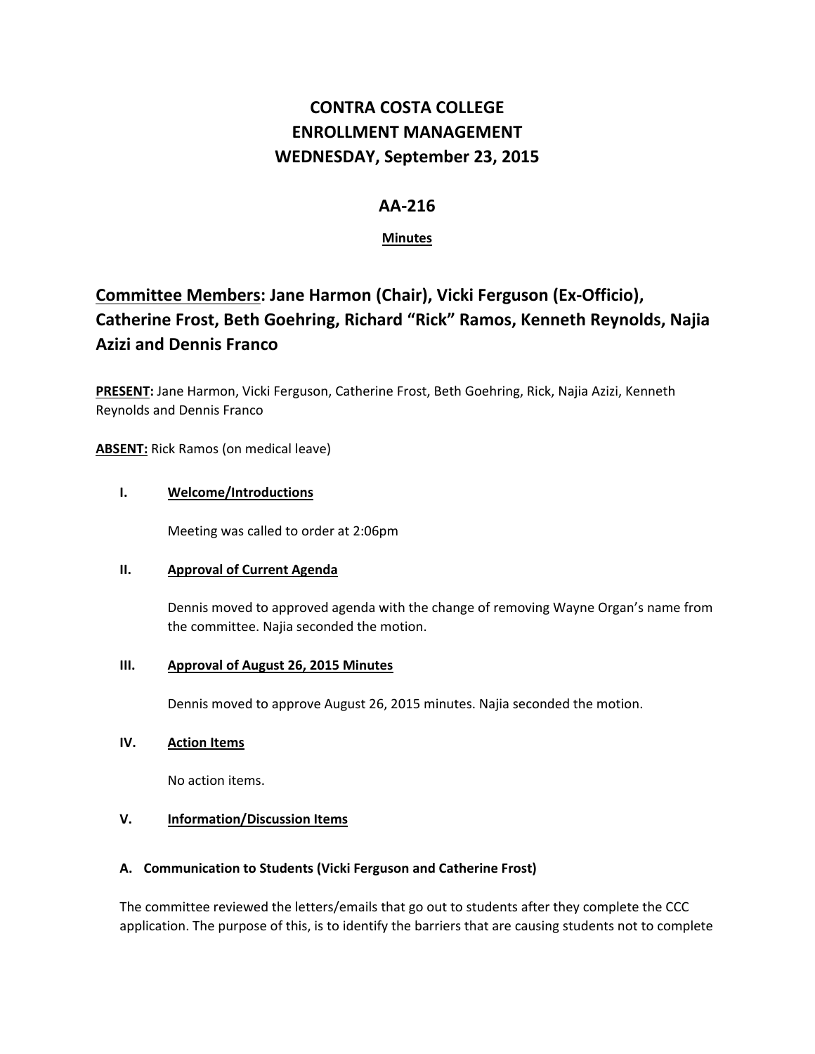# CONTRA COSTA COLLEGE
# ENROLLMENT MANAGEMENT
# WEDNESDAY, September 23, 2015

## AA-216

**Minutes**

## Committee Members: Jane Harmon (Chair), Vicki Ferguson (Ex-Officio), Catherine Frost, Beth Goehring, Richard "Rick" Ramos, Kenneth Reynolds, Najia Azizi and Dennis Franco

**PRESENT:** Jane Harmon, Vicki Ferguson, Catherine Frost, Beth Goehring, Rick, Najia Azizi, Kenneth Reynolds and Dennis Franco

**ABSENT:** Rick Ramos (on medical leave)

**I. Welcome/Introductions**

Meeting was called to order at 2:06pm

**II. Approval of Current Agenda**

Dennis moved to approved agenda with the change of removing Wayne Organ's name from the committee. Najia seconded the motion.

**III. Approval of August 26, 2015 Minutes**

Dennis moved to approve August 26, 2015 minutes. Najia seconded the motion.

**IV. Action Items**

No action items.

**V. Information/Discussion Items**

**A. Communication to Students (Vicki Ferguson and Catherine Frost)**

The committee reviewed the letters/emails that go out to students after they complete the CCC application. The purpose of this, is to identify the barriers that are causing students not to complete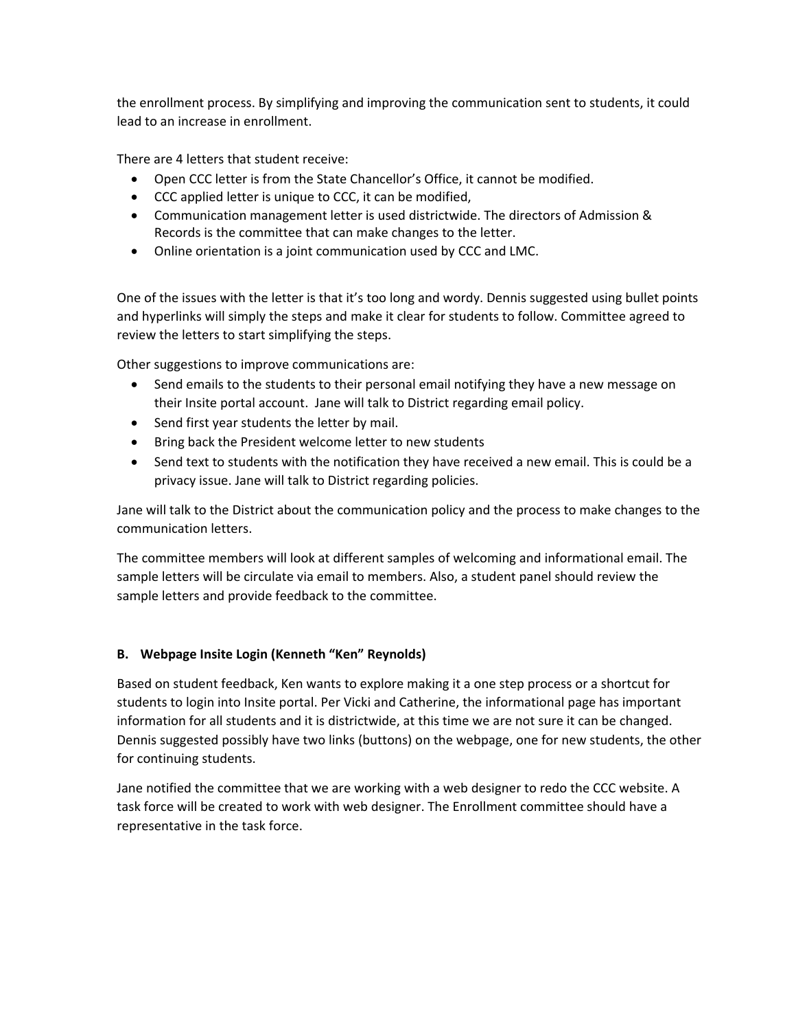the enrollment process. By simplifying and improving the communication sent to students, it could lead to an increase in enrollment.

There are 4 letters that student receive:

- Open CCC letter is from the State Chancellor's Office, it cannot be modified.
- CCC applied letter is unique to CCC, it can be modified,
- Communication management letter is used districtwide. The directors of Admission & Records is the committee that can make changes to the letter.
- Online orientation is a joint communication used by CCC and LMC.

One of the issues with the letter is that it's too long and wordy. Dennis suggested using bullet points and hyperlinks will simply the steps and make it clear for students to follow. Committee agreed to review the letters to start simplifying the steps.

Other suggestions to improve communications are:

- Send emails to the students to their personal email notifying they have a new message on their Insite portal account. Jane will talk to District regarding email policy.
- Send first year students the letter by mail.
- Bring back the President welcome letter to new students
- Send text to students with the notification they have received a new email. This is could be a privacy issue. Jane will talk to District regarding policies.

Jane will talk to the District about the communication policy and the process to make changes to the communication letters.

The committee members will look at different samples of welcoming and informational email. The sample letters will be circulate via email to members. Also, a student panel should review the sample letters and provide feedback to the committee.

### B. Webpage Insite Login (Kenneth "Ken" Reynolds)

Based on student feedback, Ken wants to explore making it a one step process or a shortcut for students to login into Insite portal. Per Vicki and Catherine, the informational page has important information for all students and it is districtwide, at this time we are not sure it can be changed. Dennis suggested possibly have two links (buttons) on the webpage, one for new students, the other for continuing students.

Jane notified the committee that we are working with a web designer to redo the CCC website. A task force will be created to work with web designer. The Enrollment committee should have a representative in the task force.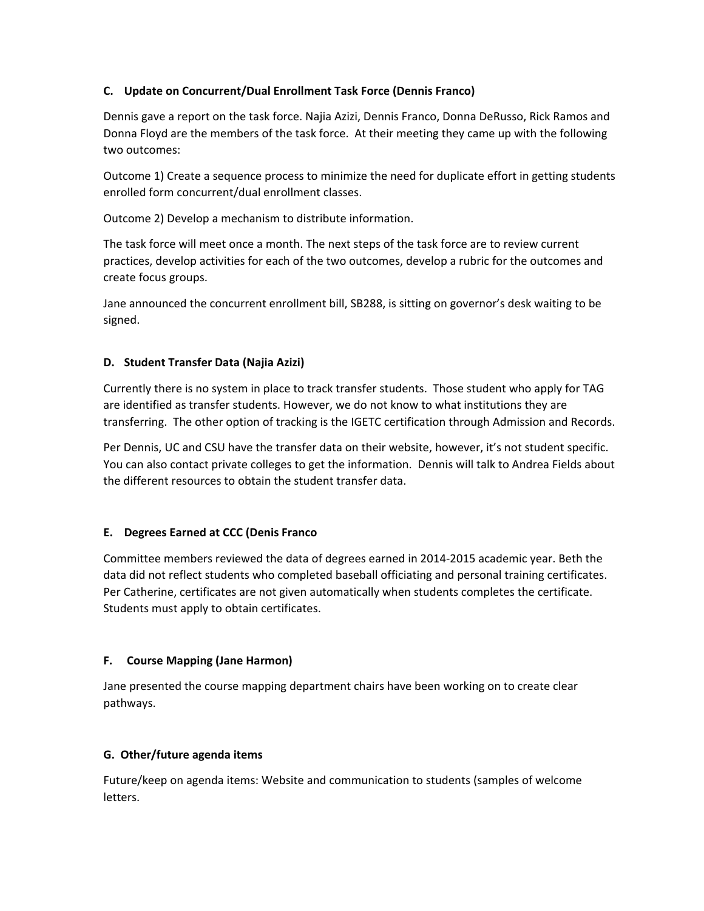**C. Update on Concurrent/Dual Enrollment Task Force (Dennis Franco)**

Dennis gave a report on the task force. Najia Azizi, Dennis Franco, Donna DeRusso, Rick Ramos and Donna Floyd are the members of the task force. At their meeting they came up with the following two outcomes:

Outcome 1) Create a sequence process to minimize the need for duplicate effort in getting students enrolled form concurrent/dual enrollment classes.

Outcome 2) Develop a mechanism to distribute information.

The task force will meet once a month. The next steps of the task force are to review current practices, develop activities for each of the two outcomes, develop a rubric for the outcomes and create focus groups.

Jane announced the concurrent enrollment bill, SB288, is sitting on governor's desk waiting to be signed.

**D. Student Transfer Data (Najia Azizi)**

Currently there is no system in place to track transfer students. Those student who apply for TAG are identified as transfer students. However, we do not know to what institutions they are transferring. The other option of tracking is the IGETC certification through Admission and Records.

Per Dennis, UC and CSU have the transfer data on their website, however, it's not student specific. You can also contact private colleges to get the information. Dennis will talk to Andrea Fields about the different resources to obtain the student transfer data.

**E. Degrees Earned at CCC (Denis Franco**

Committee members reviewed the data of degrees earned in 2014-2015 academic year. Beth the data did not reflect students who completed baseball officiating and personal training certificates. Per Catherine, certificates are not given automatically when students completes the certificate. Students must apply to obtain certificates.

**F. Course Mapping (Jane Harmon)**

Jane presented the course mapping department chairs have been working on to create clear pathways.

**G. Other/future agenda items**

Future/keep on agenda items: Website and communication to students (samples of welcome letters.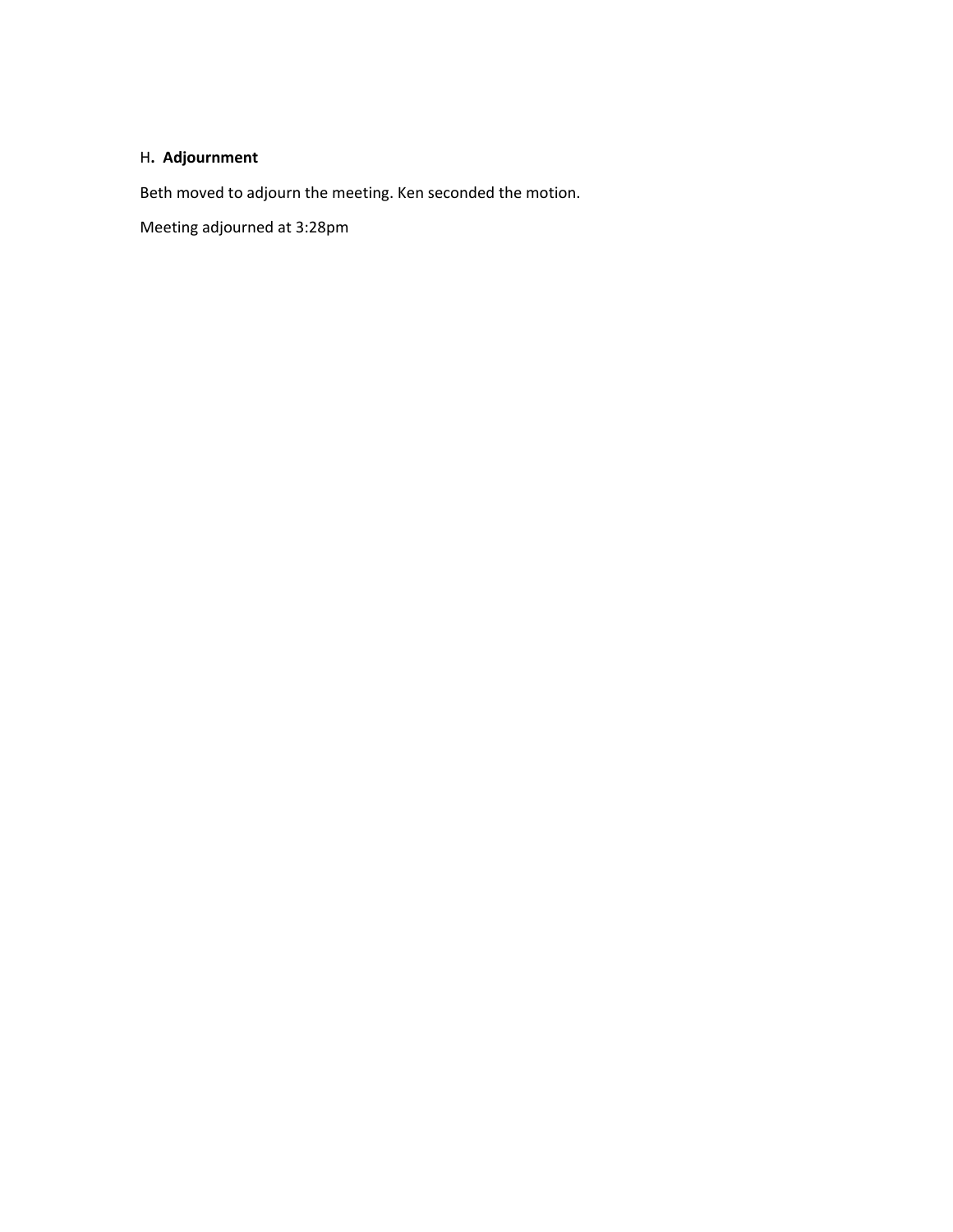### H. Adjournment

Beth moved to adjourn the meeting. Ken seconded the motion.

Meeting adjourned at 3:28pm